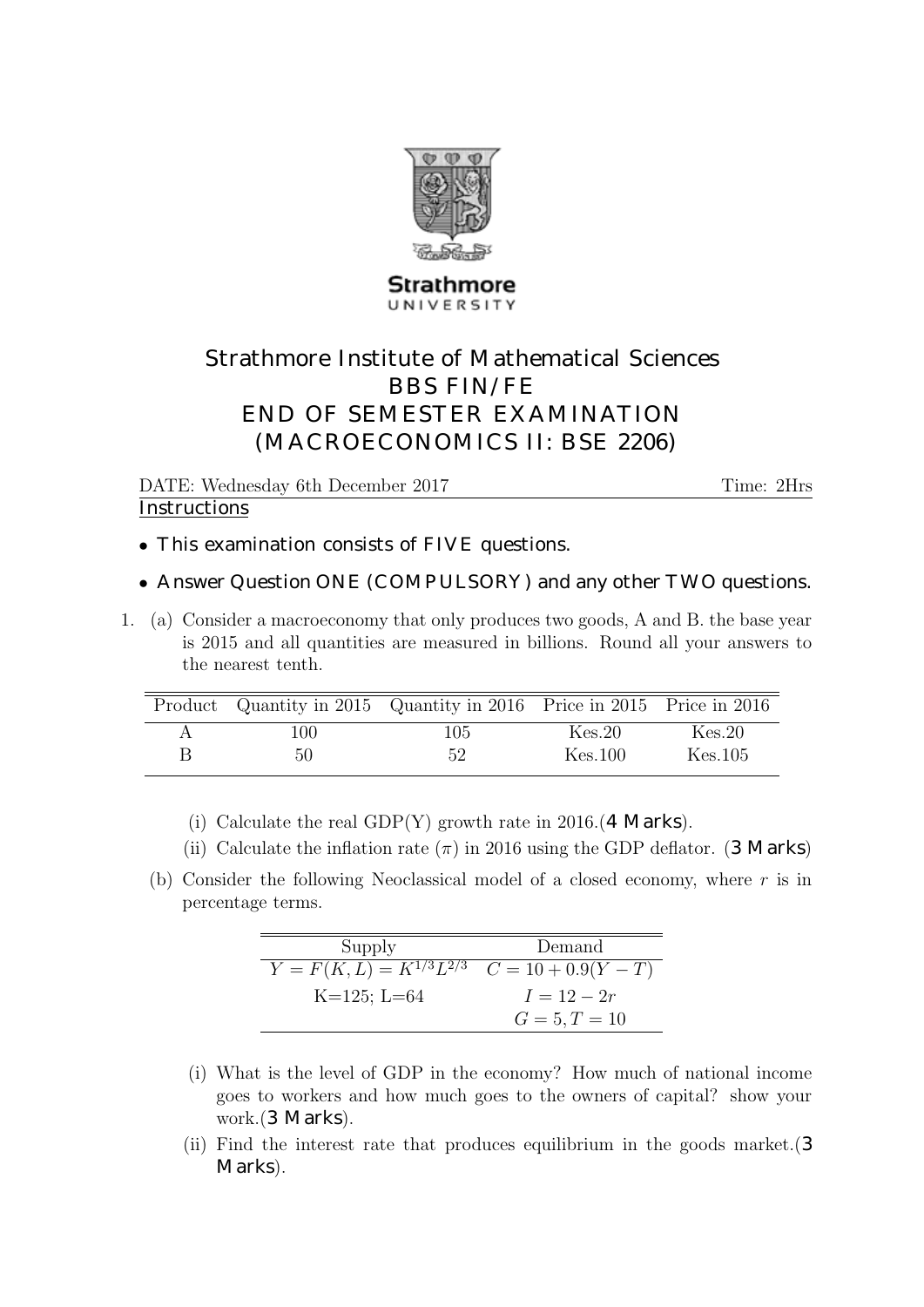Strathmore UNIVERSITY

# Strathmore Institute of Mathematical Sciences
## BBS FIN/FE
## END OF SEMESTER EXAMINATION
## (MACROECONOMICS II: BSE 2206)

DATE: Wednesday 6th December 2017 — Time: 2Hrs

**Instructions**

- This examination consists of FIVE questions.
- Answer Question ONE (COMPULSORY) and any other TWO questions.

1. (a) Consider a macroeconomy that only produces two goods, A and B. the base year is 2015 and all quantities are measured in billions. Round all your answers to the nearest tenth.

| Product | Quantity in 2015 | Quantity in 2016 | Price in 2015 | Price in 2016 |
|---|---|---|---|---|
| A | 100 | 105 | Kes.20 | Kes.20 |
| B | 50 | 52 | Kes.100 | Kes.105 |

   (i) Calculate the real GDP(Y) growth rate in 2016.(**4 Marks**).

   (ii) Calculate the inflation rate ($\pi$) in 2016 using the GDP deflator. (**3 Marks**)

   (b) Consider the following Neoclassical model of a closed economy, where $r$ is in percentage terms.

| Supply | Demand |
|---|---|
| $Y = F(K, L) = K^{1/3}L^{2/3}$ | $C = 10 + 0.9(Y - T)$ |
| K=125; L=64 | $I = 12 - 2r$ |
| | $G = 5, T = 10$ |

   (i) What is the level of GDP in the economy? How much of national income goes to workers and how much goes to the owners of capital? show your work.(**3 Marks**).

   (ii) Find the interest rate that produces equilibrium in the goods market.(**3 Marks**).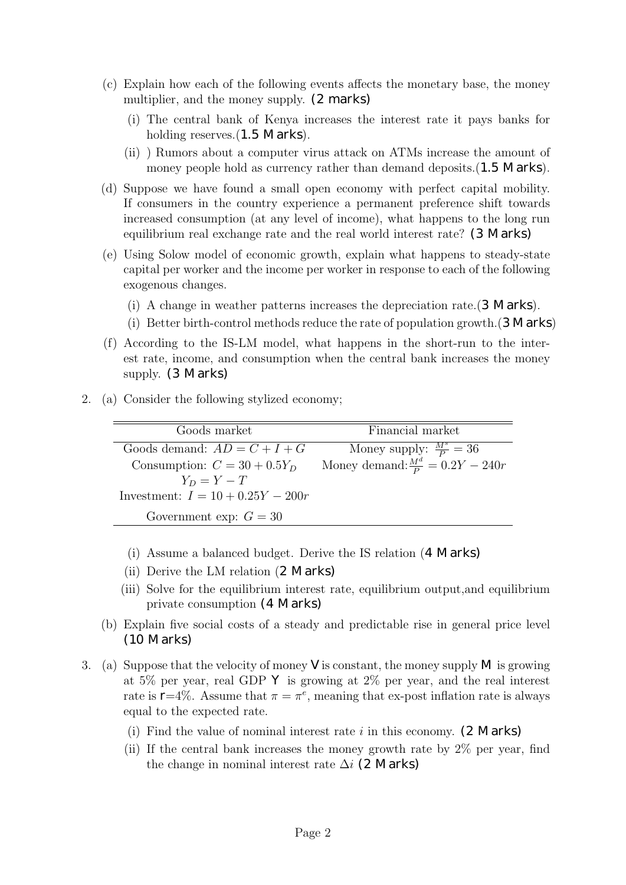(c) Explain how each of the following events affects the monetary base, the money multiplier, and the money supply. **(2 marks)**

   (i) The central bank of Kenya increases the interest rate it pays banks for holding reserves.(**1.5 Marks**).

   (ii) ) Rumors about a computer virus attack on ATMs increase the amount of money people hold as currency rather than demand deposits.(**1.5 Marks**).

(d) Suppose we have found a small open economy with perfect capital mobility. If consumers in the country experience a permanent preference shift towards increased consumption (at any level of income), what happens to the long run equilibrium real exchange rate and the real world interest rate? **(3 Marks)**

(e) Using Solow model of economic growth, explain what happens to steady-state capital per worker and the income per worker in response to each of the following exogenous changes.

   (i) A change in weather patterns increases the depreciation rate.(**3 Marks**).

   (i) Better birth-control methods reduce the rate of population growth.(**3 Marks**)

(f) According to the IS-LM model, what happens in the short-run to the interest rate, income, and consumption when the central bank increases the money supply. **(3 Marks)**

2. (a) Consider the following stylized economy;

| Goods market | Financial market |
|---|---|
| Goods demand: $AD = C + I + G$ | Money supply: $\frac{M^s}{P} = 36$ |
| Consumption: $C = 30 + 0.5Y_D$ | Money demand: $\frac{M^d}{P} = 0.2Y - 240r$ |
| $Y_D = Y - T$ | |
| Investment: $I = 10 + 0.25Y - 200r$ | |
| Government exp: $G = 30$ | |

   (i) Assume a balanced budget. Derive the IS relation (**4 Marks**)

   (ii) Derive the LM relation (**2 Marks**)

   (iii) Solve for the equilibrium interest rate, equilibrium output,and equilibrium private consumption **(4 Marks)**

   (b) Explain five social costs of a steady and predictable rise in general price level **(10 Marks)**

3. (a) Suppose that the velocity of money **V** is constant, the money supply **M** is growing at 5% per year, real GDP **Y** is growing at 2% per year, and the real interest rate is **r**=4%. Assume that $\pi = \pi^e$, meaning that ex-post inflation rate is always equal to the expected rate.

   (i) Find the value of nominal interest rate $i$ in this economy. **(2 Marks)**

   (ii) If the central bank increases the money growth rate by 2% per year, find the change in nominal interest rate $\Delta i$ **(2 Marks)**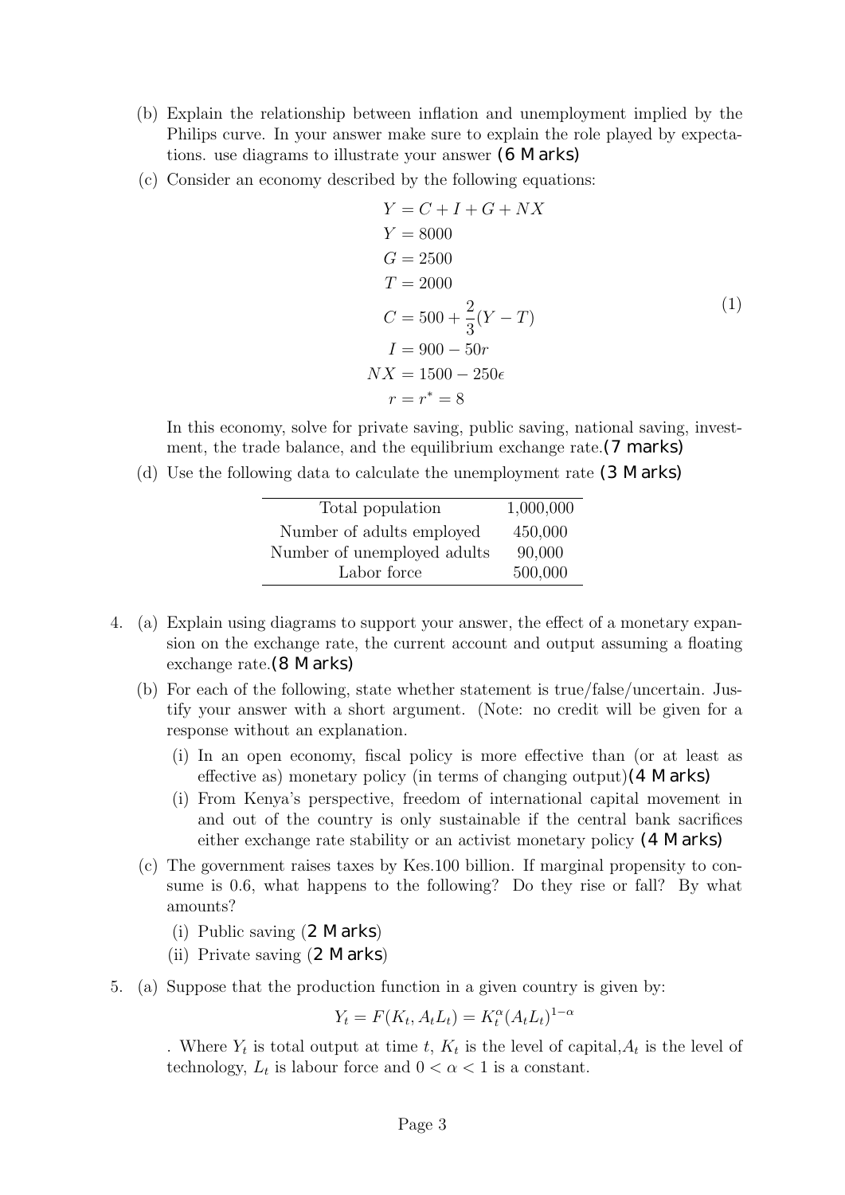(b) Explain the relationship between inflation and unemployment implied by the Philips curve. In your answer make sure to explain the role played by expectations. use diagrams to illustrate your answer **(6 Marks)**

(c) Consider an economy described by the following equations:

$$
\begin{aligned}
Y &= C + I + G + NX \\
Y &= 8000 \\
G &= 2500 \\
T &= 2000 \\
C &= 500 + \frac{2}{3}(Y - T) \\
I &= 900 - 50r \\
NX &= 1500 - 250\epsilon \\
r &= r^* = 8
\end{aligned}
\tag{1}
$$

In this economy, solve for private saving, public saving, national saving, investment, the trade balance, and the equilibrium exchange rate.**(7 marks)**

(d) Use the following data to calculate the unemployment rate **(3 Marks)**

| | |
|---|---|
| Total population | 1,000,000 |
| Number of adults employed | 450,000 |
| Number of unemployed adults | 90,000 |
| Labor force | 500,000 |

4. (a) Explain using diagrams to support your answer, the effect of a monetary expansion on the exchange rate, the current account and output assuming a floating exchange rate.**(8 Marks)**

   (b) For each of the following, state whether statement is true/false/uncertain. Justify your answer with a short argument. (Note: no credit will be given for a response without an explanation.

   (i) In an open economy, fiscal policy is more effective than (or at least as effective as) monetary policy (in terms of changing output)**(4 Marks)**

   (i) From Kenya's perspective, freedom of international capital movement in and out of the country is only sustainable if the central bank sacrifices either exchange rate stability or an activist monetary policy **(4 Marks)**

   (c) The government raises taxes by Kes.100 billion. If marginal propensity to consume is 0.6, what happens to the following? Do they rise or fall? By what amounts?

   (i) Public saving (**2 Marks**)

   (ii) Private saving (**2 Marks**)

5. (a) Suppose that the production function in a given country is given by:

$$Y_t = F(K_t, A_tL_t) = K_t^{\alpha}(A_tL_t)^{1-\alpha}$$

. Where $Y_t$ is total output at time $t$, $K_t$ is the level of capital, $A_t$ is the level of technology, $L_t$ is labour force and $0 < \alpha < 1$ is a constant.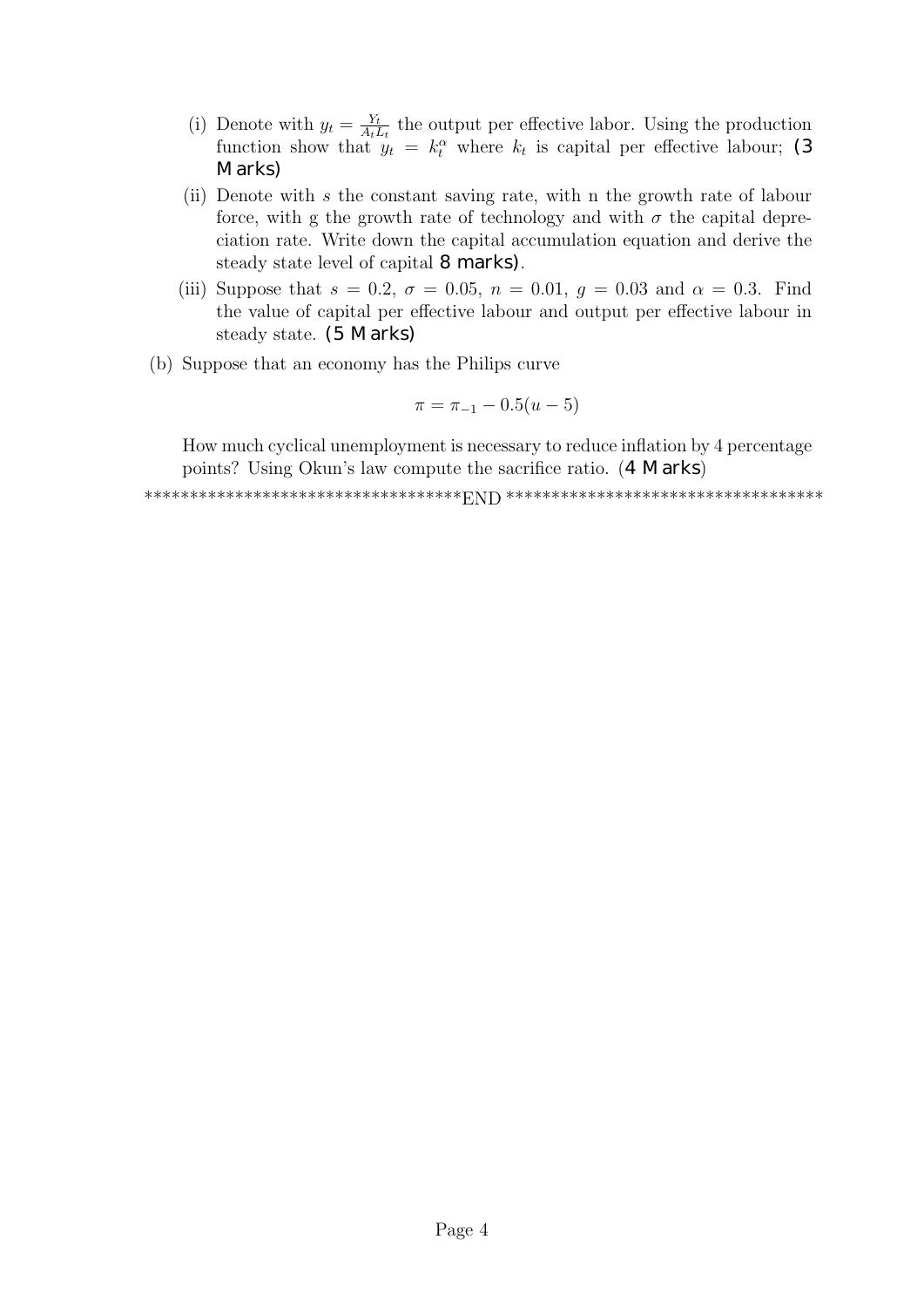(i) Denote with $y_t = \frac{Y_t}{A_t L_t}$ the output per effective labor. Using the production function show that $y_t = k_t^{\alpha}$ where $k_t$ is capital per effective labour; **(3 Marks)**

(ii) Denote with $s$ the constant saving rate, with n the growth rate of labour force, with g the growth rate of technology and with $\sigma$ the capital depreciation rate. Write down the capital accumulation equation and derive the steady state level of capital **8 marks)**.

(iii) Suppose that $s = 0.2$, $\sigma = 0.05$, $n = 0.01$, $g = 0.03$ and $\alpha = 0.3$. Find the value of capital per effective labour and output per effective labour in steady state. **(5 Marks)**

(b) Suppose that an economy has the Philips curve

$$\pi = \pi_{-1} - 0.5(u - 5)$$

How much cyclical unemployment is necessary to reduce inflation by 4 percentage points? Using Okun's law compute the sacrifice ratio. (**4 Marks**)

**********************************END**********************************